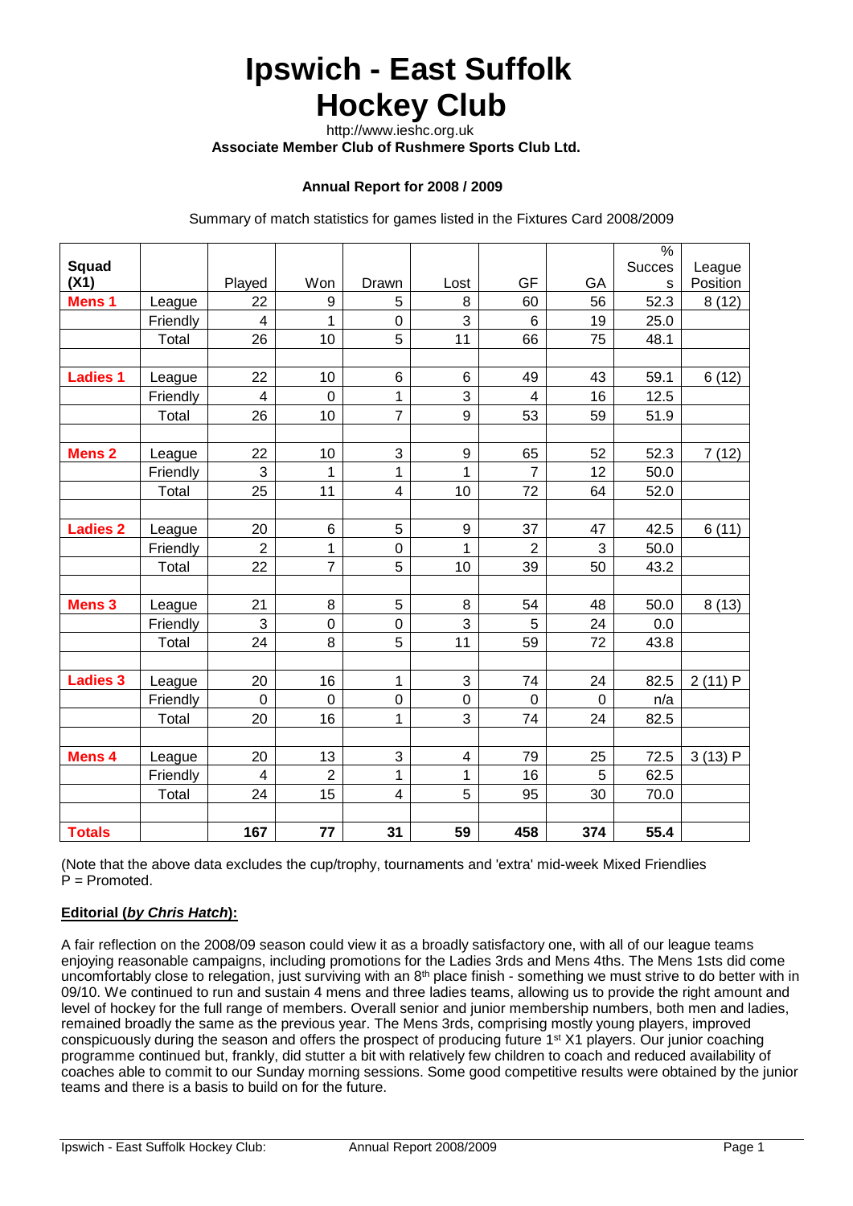# Ipswich - East Suffolk Hockey Club

http://www.ieshc.org.uk

**Associate Member Club of Rushmere Sports Club Ltd.**

**Annual Report for 2008 / 2009**

Summary of match statistics for games listed in the Fixtures Card 2008/2009

| Squad (X1) | | Played | Won | Drawn | Lost | GF | GA | % Success | League Position |
|---|---|---|---|---|---|---|---|---|---|
| **Mens 1** | League | 22 | 9 | 5 | 8 | 60 | 56 | 52.3 | 8 (12) |
| | Friendly | 4 | 1 | 0 | 3 | 6 | 19 | 25.0 | |
| | Total | 26 | 10 | 5 | 11 | 66 | 75 | 48.1 | |
| | | | | | | | | | |
| **Ladies 1** | League | 22 | 10 | 6 | 6 | 49 | 43 | 59.1 | 6 (12) |
| | Friendly | 4 | 0 | 1 | 3 | 4 | 16 | 12.5 | |
| | Total | 26 | 10 | 7 | 9 | 53 | 59 | 51.9 | |
| | | | | | | | | | |
| **Mens 2** | League | 22 | 10 | 3 | 9 | 65 | 52 | 52.3 | 7 (12) |
| | Friendly | 3 | 1 | 1 | 1 | 7 | 12 | 50.0 | |
| | Total | 25 | 11 | 4 | 10 | 72 | 64 | 52.0 | |
| | | | | | | | | | |
| **Ladies 2** | League | 20 | 6 | 5 | 9 | 37 | 47 | 42.5 | 6 (11) |
| | Friendly | 2 | 1 | 0 | 1 | 2 | 3 | 50.0 | |
| | Total | 22 | 7 | 5 | 10 | 39 | 50 | 43.2 | |
| | | | | | | | | | |
| **Mens 3** | League | 21 | 8 | 5 | 8 | 54 | 48 | 50.0 | 8 (13) |
| | Friendly | 3 | 0 | 0 | 3 | 5 | 24 | 0.0 | |
| | Total | 24 | 8 | 5 | 11 | 59 | 72 | 43.8 | |
| | | | | | | | | | |
| **Ladies 3** | League | 20 | 16 | 1 | 3 | 74 | 24 | 82.5 | 2 (11) P |
| | Friendly | 0 | 0 | 0 | 0 | 0 | 0 | n/a | |
| | Total | 20 | 16 | 1 | 3 | 74 | 24 | 82.5 | |
| | | | | | | | | | |
| **Mens 4** | League | 20 | 13 | 3 | 4 | 79 | 25 | 72.5 | 3 (13) P |
| | Friendly | 4 | 2 | 1 | 1 | 16 | 5 | 62.5 | |
| | Total | 24 | 15 | 4 | 5 | 95 | 30 | 70.0 | |
| | | | | | | | | | |
| **Totals** | | **167** | **77** | **31** | **59** | **458** | **374** | **55.4** | |

(Note that the above data excludes the cup/trophy, tournaments and 'extra' mid-week Mixed Friendlies
P = Promoted.

**Editorial (*by Chris Hatch*):**

A fair reflection on the 2008/09 season could view it as a broadly satisfactory one, with all of our league teams enjoying reasonable campaigns, including promotions for the Ladies 3rds and Mens 4ths. The Mens 1sts did come uncomfortably close to relegation, just surviving with an 8th place finish - something we must strive to do better with in 09/10. We continued to run and sustain 4 mens and three ladies teams, allowing us to provide the right amount and level of hockey for the full range of members. Overall senior and junior membership numbers, both men and ladies, remained broadly the same as the previous year. The Mens 3rds, comprising mostly young players, improved conspicuously during the season and offers the prospect of producing future 1st X1 players. Our junior coaching programme continued but, frankly, did stutter a bit with relatively few children to coach and reduced availability of coaches able to commit to our Sunday morning sessions. Some good competitive results were obtained by the junior teams and there is a basis to build on for the future.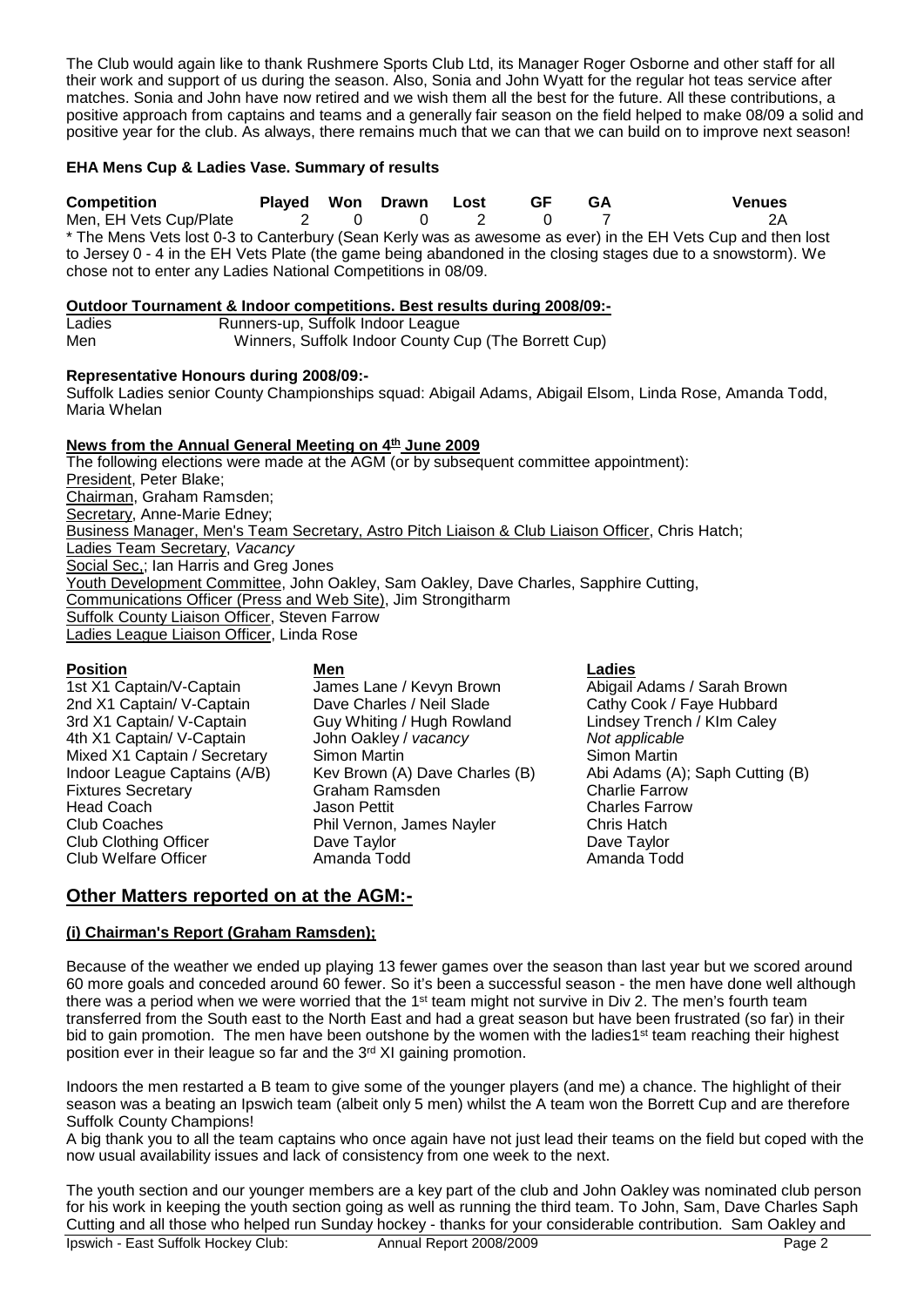The Club would again like to thank Rushmere Sports Club Ltd, its Manager Roger Osborne and other staff for all their work and support of us during the season. Also, Sonia and John Wyatt for the regular hot teas service after matches. Sonia and John have now retired and we wish them all the best for the future. All these contributions, a positive approach from captains and teams and a generally fair season on the field helped to make 08/09 a solid and positive year for the club. As always, there remains much that we can that we can build on to improve next season!

**EHA Mens Cup & Ladies Vase. Summary of results**

| Competition | Played | Won | Drawn | Lost | GF | GA | Venues |
|---|---|---|---|---|---|---|---|
| Men, EH Vets Cup/Plate | 2 | 0 | 0 | 2 | 0 | 7 | 2A |

* The Mens Vets lost 0-3 to Canterbury (Sean Kerly was as awesome as ever) in the EH Vets Cup and then lost to Jersey 0 - 4 in the EH Vets Plate (the game being abandoned in the closing stages due to a snowstorm). We chose not to enter any Ladies National Competitions in 08/09.

**Outdoor Tournament & Indoor competitions. Best results during 2008/09:-**

| | |
|---|---|
| Ladies | Runners-up, Suffolk Indoor League |
| Men | Winners, Suffolk Indoor County Cup (The Borrett Cup) |

**Representative Honours during 2008/09:-**

Suffolk Ladies senior County Championships squad: Abigail Adams, Abigail Elsom, Linda Rose, Amanda Todd, Maria Whelan

**News from the Annual General Meeting on 4th June 2009**

The following elections were made at the AGM (or by subsequent committee appointment):

President, Peter Blake;
Chairman, Graham Ramsden;
Secretary, Anne-Marie Edney;
Business Manager, Men's Team Secretary, Astro Pitch Liaison & Club Liaison Officer, Chris Hatch;
Ladies Team Secretary, *Vacancy*
Social Sec,; Ian Harris and Greg Jones
Youth Development Committee, John Oakley, Sam Oakley, Dave Charles, Sapphire Cutting,
Communications Officer (Press and Web Site), Jim Strongitharm
Suffolk County Liaison Officer, Steven Farrow
Ladies League Liaison Officer, Linda Rose

| Position | Men | Ladies |
|---|---|---|
| 1st X1 Captain/V-Captain | James Lane / Kevyn Brown | Abigail Adams / Sarah Brown |
| 2nd X1 Captain/ V-Captain | Dave Charles / Neil Slade | Cathy Cook / Faye Hubbard |
| 3rd X1 Captain/ V-Captain | Guy Whiting / Hugh Rowland | Lindsey Trench / KIm Caley |
| 4th X1 Captain/ V-Captain | John Oakley / *vacancy* | *Not applicable* |
| Mixed X1 Captain / Secretary | Simon Martin | Simon Martin |
| Indoor League Captains (A/B) | Kev Brown (A) Dave Charles (B) | Abi Adams (A); Saph Cutting (B) |
| Fixtures Secretary | Graham Ramsden | Charlie Farrow |
| Head Coach | Jason Pettit | Charles Farrow |
| Club Coaches | Phil Vernon, James Nayler | Chris Hatch |
| Club Clothing Officer | Dave Taylor | Dave Taylor |
| Club Welfare Officer | Amanda Todd | Amanda Todd |

## Other Matters reported on at the AGM:-

**(i) Chairman's Report (Graham Ramsden);**

Because of the weather we ended up playing 13 fewer games over the season than last year but we scored around 60 more goals and conceded around 60 fewer. So it's been a successful season - the men have done well although there was a period when we were worried that the 1st team might not survive in Div 2. The men's fourth team transferred from the South east to the North East and had a great season but have been frustrated (so far) in their bid to gain promotion. The men have been outshone by the women with the ladies1st team reaching their highest position ever in their league so far and the 3rd XI gaining promotion.

Indoors the men restarted a B team to give some of the younger players (and me) a chance. The highlight of their season was a beating an Ipswich team (albeit only 5 men) whilst the A team won the Borrett Cup and are therefore Suffolk County Champions!

A big thank you to all the team captains who once again have not just lead their teams on the field but coped with the now usual availability issues and lack of consistency from one week to the next.

The youth section and our younger members are a key part of the club and John Oakley was nominated club person for his work in keeping the youth section going as well as running the third team. To John, Sam, Dave Charles Saph Cutting and all those who helped run Sunday hockey - thanks for your considerable contribution. Sam Oakley and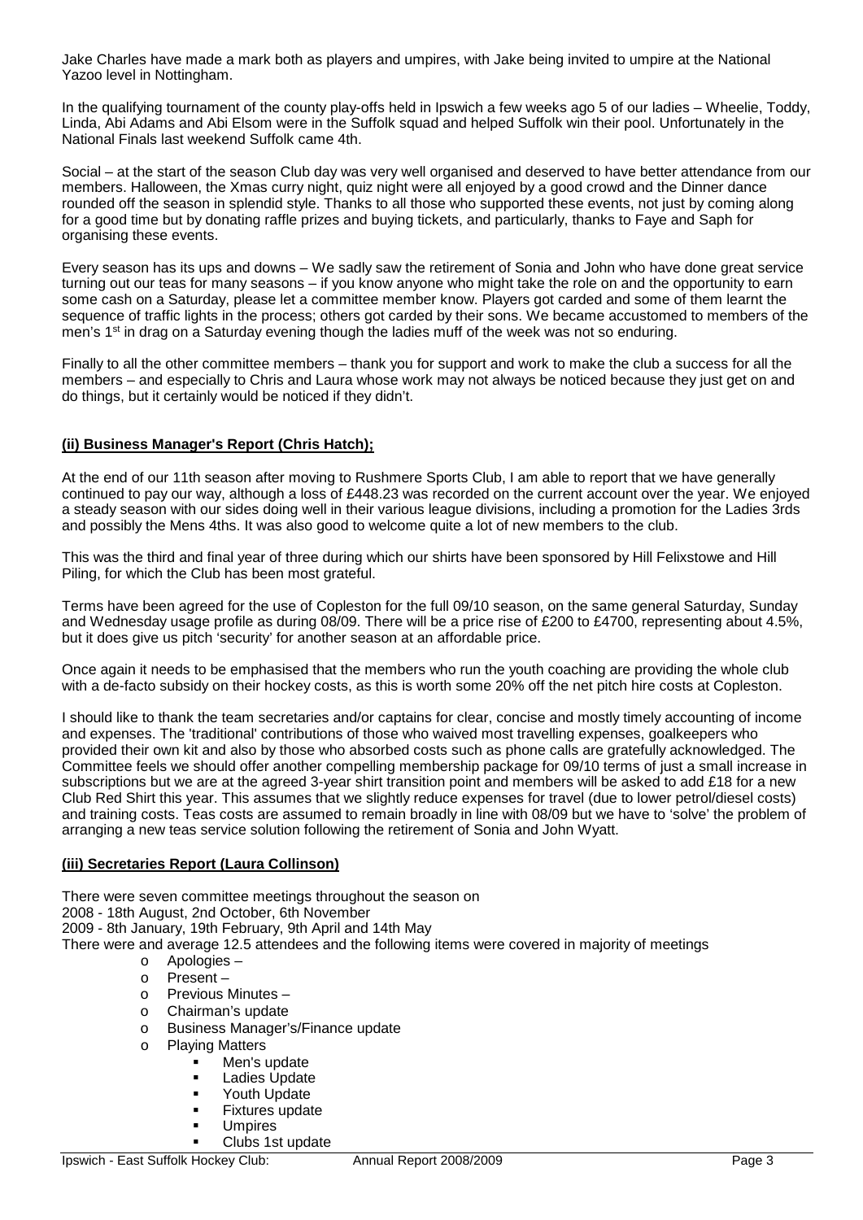Jake Charles have made a mark both as players and umpires, with Jake being invited to umpire at the National Yazoo level in Nottingham.

In the qualifying tournament of the county play-offs held in Ipswich a few weeks ago 5 of our ladies – Wheelie, Toddy, Linda, Abi Adams and Abi Elsom were in the Suffolk squad and helped Suffolk win their pool. Unfortunately in the National Finals last weekend Suffolk came 4th.

Social – at the start of the season Club day was very well organised and deserved to have better attendance from our members. Halloween, the Xmas curry night, quiz night were all enjoyed by a good crowd and the Dinner dance rounded off the season in splendid style. Thanks to all those who supported these events, not just by coming along for a good time but by donating raffle prizes and buying tickets, and particularly, thanks to Faye and Saph for organising these events.

Every season has its ups and downs – We sadly saw the retirement of Sonia and John who have done great service turning out our teas for many seasons – if you know anyone who might take the role on and the opportunity to earn some cash on a Saturday, please let a committee member know. Players got carded and some of them learnt the sequence of traffic lights in the process; others got carded by their sons. We became accustomed to members of the men's 1st in drag on a Saturday evening though the ladies muff of the week was not so enduring.

Finally to all the other committee members – thank you for support and work to make the club a success for all the members – and especially to Chris and Laura whose work may not always be noticed because they just get on and do things, but it certainly would be noticed if they didn't.

## (ii) Business Manager's Report (Chris Hatch);

At the end of our 11th season after moving to Rushmere Sports Club, I am able to report that we have generally continued to pay our way, although a loss of £448.23 was recorded on the current account over the year. We enjoyed a steady season with our sides doing well in their various league divisions, including a promotion for the Ladies 3rds and possibly the Mens 4ths. It was also good to welcome quite a lot of new members to the club.

This was the third and final year of three during which our shirts have been sponsored by Hill Felixstowe and Hill Piling, for which the Club has been most grateful.

Terms have been agreed for the use of Copleston for the full 09/10 season, on the same general Saturday, Sunday and Wednesday usage profile as during 08/09. There will be a price rise of £200 to £4700, representing about 4.5%, but it does give us pitch 'security' for another season at an affordable price.

Once again it needs to be emphasised that the members who run the youth coaching are providing the whole club with a de-facto subsidy on their hockey costs, as this is worth some 20% off the net pitch hire costs at Copleston.

I should like to thank the team secretaries and/or captains for clear, concise and mostly timely accounting of income and expenses. The 'traditional' contributions of those who waived most travelling expenses, goalkeepers who provided their own kit and also by those who absorbed costs such as phone calls are gratefully acknowledged. The Committee feels we should offer another compelling membership package for 09/10 terms of just a small increase in subscriptions but we are at the agreed 3-year shirt transition point and members will be asked to add £18 for a new Club Red Shirt this year. This assumes that we slightly reduce expenses for travel (due to lower petrol/diesel costs) and training costs. Teas costs are assumed to remain broadly in line with 08/09 but we have to 'solve' the problem of arranging a new teas service solution following the retirement of Sonia and John Wyatt.

## (iii) Secretaries Report (Laura Collinson)

There were seven committee meetings throughout the season on
2008 - 18th August, 2nd October, 6th November
2009 - 8th January, 19th February, 9th April and 14th May
There were and average 12.5 attendees and the following items were covered in majority of meetings

- Apologies –
- Present –
- Previous Minutes –
- Chairman's update
- Business Manager's/Finance update
- Playing Matters
  - Men's update
  - Ladies Update
  - Youth Update
  - Fixtures update
  - Umpires
  - Clubs 1st update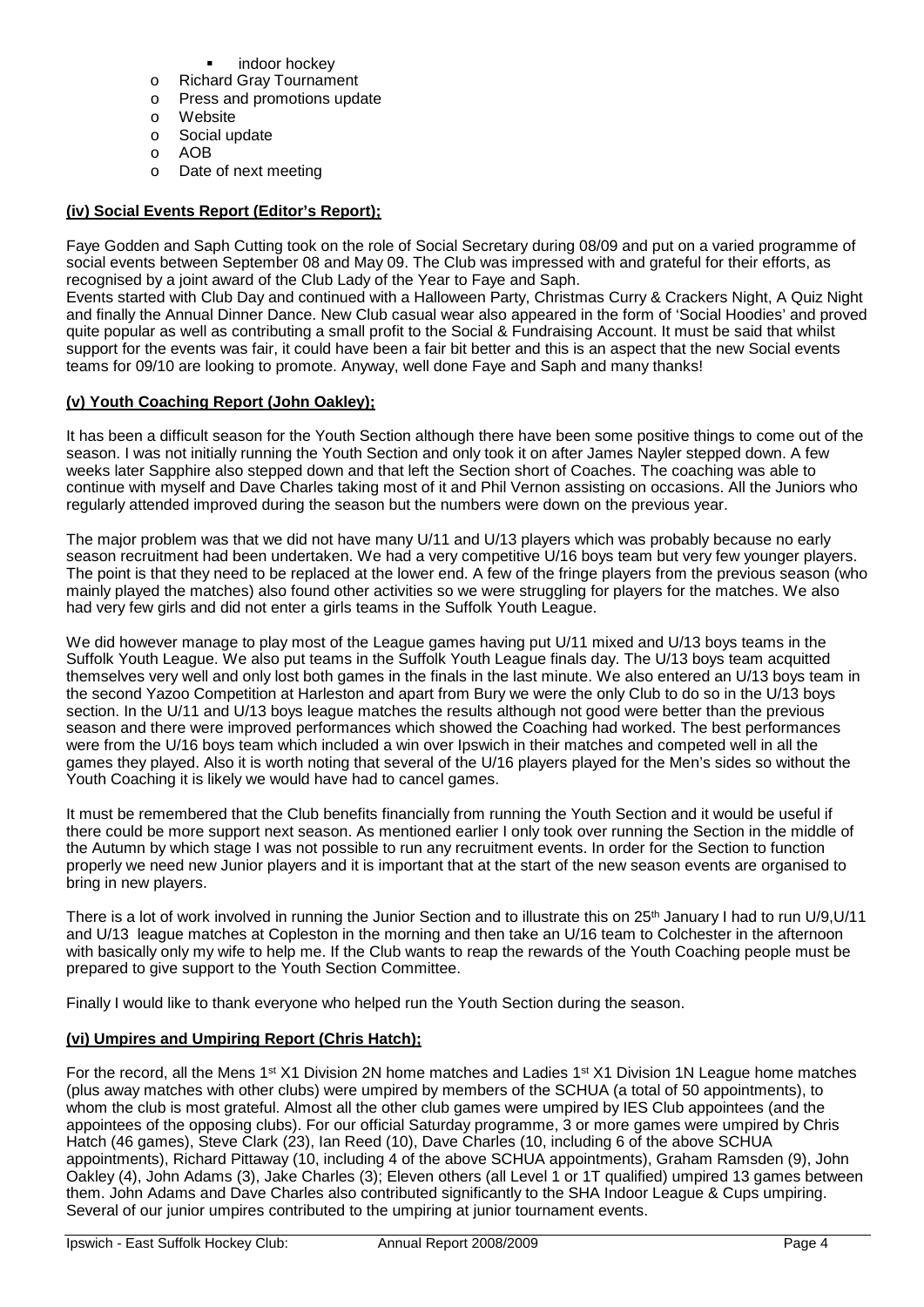- indoor hockey
  - Richard Gray Tournament
  - Press and promotions update
  - Website
  - Social update
  - AOB
  - Date of next meeting

**(iv) Social Events Report (Editor's Report);**

Faye Godden and Saph Cutting took on the role of Social Secretary during 08/09 and put on a varied programme of social events between September 08 and May 09. The Club was impressed with and grateful for their efforts, as recognised by a joint award of the Club Lady of the Year to Faye and Saph.

Events started with Club Day and continued with a Halloween Party, Christmas Curry & Crackers Night, A Quiz Night and finally the Annual Dinner Dance. New Club casual wear also appeared in the form of 'Social Hoodies' and proved quite popular as well as contributing a small profit to the Social & Fundraising Account. It must be said that whilst support for the events was fair, it could have been a fair bit better and this is an aspect that the new Social events teams for 09/10 are looking to promote. Anyway, well done Faye and Saph and many thanks!

**(v) Youth Coaching Report (John Oakley);**

It has been a difficult season for the Youth Section although there have been some positive things to come out of the season. I was not initially running the Youth Section and only took it on after James Nayler stepped down. A few weeks later Sapphire also stepped down and that left the Section short of Coaches. The coaching was able to continue with myself and Dave Charles taking most of it and Phil Vernon assisting on occasions. All the Juniors who regularly attended improved during the season but the numbers were down on the previous year.

The major problem was that we did not have many U/11 and U/13 players which was probably because no early season recruitment had been undertaken. We had a very competitive U/16 boys team but very few younger players. The point is that they need to be replaced at the lower end. A few of the fringe players from the previous season (who mainly played the matches) also found other activities so we were struggling for players for the matches. We also had very few girls and did not enter a girls teams in the Suffolk Youth League.

We did however manage to play most of the League games having put U/11 mixed and U/13 boys teams in the Suffolk Youth League. We also put teams in the Suffolk Youth League finals day. The U/13 boys team acquitted themselves very well and only lost both games in the finals in the last minute. We also entered an U/13 boys team in the second Yazoo Competition at Harleston and apart from Bury we were the only Club to do so in the U/13 boys section. In the U/11 and U/13 boys league matches the results although not good were better than the previous season and there were improved performances which showed the Coaching had worked. The best performances were from the U/16 boys team which included a win over Ipswich in their matches and competed well in all the games they played. Also it is worth noting that several of the U/16 players played for the Men's sides so without the Youth Coaching it is likely we would have had to cancel games.

It must be remembered that the Club benefits financially from running the Youth Section and it would be useful if there could be more support next season. As mentioned earlier I only took over running the Section in the middle of the Autumn by which stage I was not possible to run any recruitment events. In order for the Section to function properly we need new Junior players and it is important that at the start of the new season events are organised to bring in new players.

There is a lot of work involved in running the Junior Section and to illustrate this on 25th January I had to run U/9,U/11 and U/13 league matches at Copleston in the morning and then take an U/16 team to Colchester in the afternoon with basically only my wife to help me. If the Club wants to reap the rewards of the Youth Coaching people must be prepared to give support to the Youth Section Committee.

Finally I would like to thank everyone who helped run the Youth Section during the season.

**(vi) Umpires and Umpiring Report (Chris Hatch);**

For the record, all the Mens 1st X1 Division 2N home matches and Ladies 1st X1 Division 1N League home matches (plus away matches with other clubs) were umpired by members of the SCHUA (a total of 50 appointments), to whom the club is most grateful. Almost all the other club games were umpired by IES Club appointees (and the appointees of the opposing clubs). For our official Saturday programme, 3 or more games were umpired by Chris Hatch (46 games), Steve Clark (23), Ian Reed (10), Dave Charles (10, including 6 of the above SCHUA appointments), Richard Pittaway (10, including 4 of the above SCHUA appointments), Graham Ramsden (9), John Oakley (4), John Adams (3), Jake Charles (3); Eleven others (all Level 1 or 1T qualified) umpired 13 games between them. John Adams and Dave Charles also contributed significantly to the SHA Indoor League & Cups umpiring. Several of our junior umpires contributed to the umpiring at junior tournament events.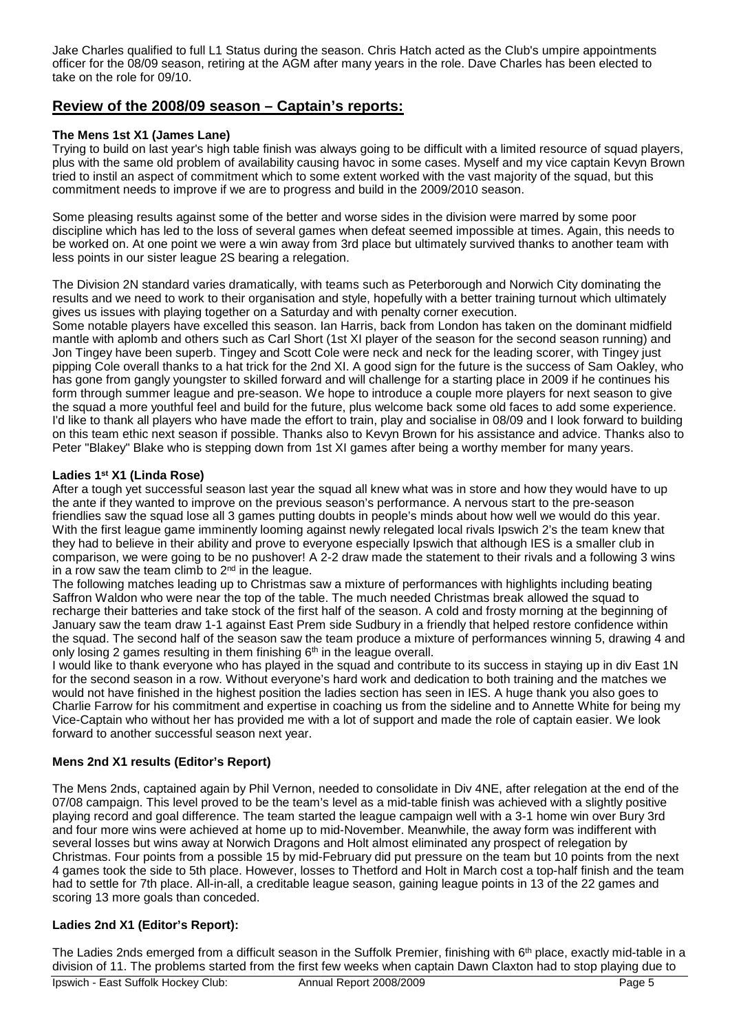Jake Charles qualified to full L1 Status during the season. Chris Hatch acted as the Club's umpire appointments officer for the 08/09 season, retiring at the AGM after many years in the role. Dave Charles has been elected to take on the role for 09/10.

## Review of the 2008/09 season – Captain's reports:

### The Mens 1st X1 (James Lane)

Trying to build on last year's high table finish was always going to be difficult with a limited resource of squad players, plus with the same old problem of availability causing havoc in some cases. Myself and my vice captain Kevyn Brown tried to instil an aspect of commitment which to some extent worked with the vast majority of the squad, but this commitment needs to improve if we are to progress and build in the 2009/2010 season.

Some pleasing results against some of the better and worse sides in the division were marred by some poor discipline which has led to the loss of several games when defeat seemed impossible at times. Again, this needs to be worked on. At one point we were a win away from 3rd place but ultimately survived thanks to another team with less points in our sister league 2S bearing a relegation.

The Division 2N standard varies dramatically, with teams such as Peterborough and Norwich City dominating the results and we need to work to their organisation and style, hopefully with a better training turnout which ultimately gives us issues with playing together on a Saturday and with penalty corner execution.
Some notable players have excelled this season. Ian Harris, back from London has taken on the dominant midfield mantle with aplomb and others such as Carl Short (1st XI player of the season for the second season running) and Jon Tingey have been superb. Tingey and Scott Cole were neck and neck for the leading scorer, with Tingey just pipping Cole overall thanks to a hat trick for the 2nd XI. A good sign for the future is the success of Sam Oakley, who has gone from gangly youngster to skilled forward and will challenge for a starting place in 2009 if he continues his form through summer league and pre-season. We hope to introduce a couple more players for next season to give the squad a more youthful feel and build for the future, plus welcome back some old faces to add some experience. I'd like to thank all players who have made the effort to train, play and socialise in 08/09 and I look forward to building on this team ethic next season if possible. Thanks also to Kevyn Brown for his assistance and advice. Thanks also to Peter "Blakey" Blake who is stepping down from 1st XI games after being a worthy member for many years.

### Ladies 1st X1 (Linda Rose)

After a tough yet successful season last year the squad all knew what was in store and how they would have to up the ante if they wanted to improve on the previous season's performance. A nervous start to the pre-season friendlies saw the squad lose all 3 games putting doubts in people's minds about how well we would do this year. With the first league game imminently looming against newly relegated local rivals Ipswich 2's the team knew that they had to believe in their ability and prove to everyone especially Ipswich that although IES is a smaller club in comparison, we were going to be no pushover! A 2-2 draw made the statement to their rivals and a following 3 wins in a row saw the team climb to 2nd in the league.
The following matches leading up to Christmas saw a mixture of performances with highlights including beating Saffron Waldon who were near the top of the table. The much needed Christmas break allowed the squad to recharge their batteries and take stock of the first half of the season. A cold and frosty morning at the beginning of January saw the team draw 1-1 against East Prem side Sudbury in a friendly that helped restore confidence within the squad. The second half of the season saw the team produce a mixture of performances winning 5, drawing 4 and only losing 2 games resulting in them finishing 6th in the league overall.
I would like to thank everyone who has played in the squad and contribute to its success in staying up in div East 1N for the second season in a row. Without everyone's hard work and dedication to both training and the matches we would not have finished in the highest position the ladies section has seen in IES. A huge thank you also goes to Charlie Farrow for his commitment and expertise in coaching us from the sideline and to Annette White for being my Vice-Captain who without her has provided me with a lot of support and made the role of captain easier. We look forward to another successful season next year.

### Mens 2nd X1 results (Editor's Report)

The Mens 2nds, captained again by Phil Vernon, needed to consolidate in Div 4NE, after relegation at the end of the 07/08 campaign. This level proved to be the team's level as a mid-table finish was achieved with a slightly positive playing record and goal difference. The team started the league campaign well with a 3-1 home win over Bury 3rd and four more wins were achieved at home up to mid-November. Meanwhile, the away form was indifferent with several losses but wins away at Norwich Dragons and Holt almost eliminated any prospect of relegation by Christmas. Four points from a possible 15 by mid-February did put pressure on the team but 10 points from the next 4 games took the side to 5th place. However, losses to Thetford and Holt in March cost a top-half finish and the team had to settle for 7th place. All-in-all, a creditable league season, gaining league points in 13 of the 22 games and scoring 13 more goals than conceded.

### Ladies 2nd X1 (Editor's Report):

The Ladies 2nds emerged from a difficult season in the Suffolk Premier, finishing with 6th place, exactly mid-table in a division of 11. The problems started from the first few weeks when captain Dawn Claxton had to stop playing due to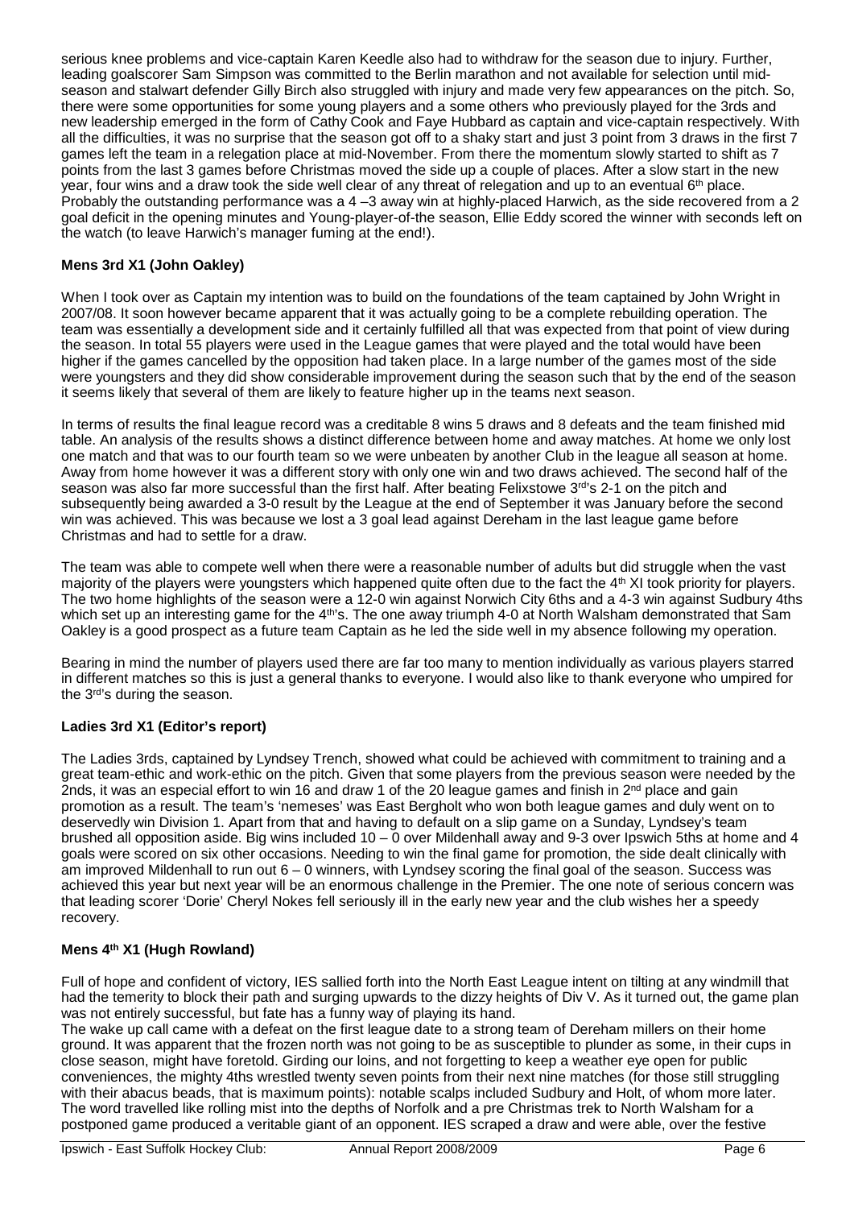serious knee problems and vice-captain Karen Keedle also had to withdraw for the season due to injury. Further, leading goalscorer Sam Simpson was committed to the Berlin marathon and not available for selection until mid-season and stalwart defender Gilly Birch also struggled with injury and made very few appearances on the pitch. So, there were some opportunities for some young players and a some others who previously played for the 3rds and new leadership emerged in the form of Cathy Cook and Faye Hubbard as captain and vice-captain respectively. With all the difficulties, it was no surprise that the season got off to a shaky start and just 3 point from 3 draws in the first 7 games left the team in a relegation place at mid-November. From there the momentum slowly started to shift as 7 points from the last 3 games before Christmas moved the side up a couple of places. After a slow start in the new year, four wins and a draw took the side well clear of any threat of relegation and up to an eventual 6th place. Probably the outstanding performance was a 4 –3 away win at highly-placed Harwich, as the side recovered from a 2 goal deficit in the opening minutes and Young-player-of-the season, Ellie Eddy scored the winner with seconds left on the watch (to leave Harwich's manager fuming at the end!).

### Mens 3rd X1 (John Oakley)

When I took over as Captain my intention was to build on the foundations of the team captained by John Wright in 2007/08. It soon however became apparent that it was actually going to be a complete rebuilding operation. The team was essentially a development side and it certainly fulfilled all that was expected from that point of view during the season. In total 55 players were used in the League games that were played and the total would have been higher if the games cancelled by the opposition had taken place. In a large number of the games most of the side were youngsters and they did show considerable improvement during the season such that by the end of the season it seems likely that several of them are likely to feature higher up in the teams next season.

In terms of results the final league record was a creditable 8 wins 5 draws and 8 defeats and the team finished mid table. An analysis of the results shows a distinct difference between home and away matches. At home we only lost one match and that was to our fourth team so we were unbeaten by another Club in the league all season at home. Away from home however it was a different story with only one win and two draws achieved. The second half of the season was also far more successful than the first half. After beating Felixstowe 3rd's 2-1 on the pitch and subsequently being awarded a 3-0 result by the League at the end of September it was January before the second win was achieved. This was because we lost a 3 goal lead against Dereham in the last league game before Christmas and had to settle for a draw.

The team was able to compete well when there were a reasonable number of adults but did struggle when the vast majority of the players were youngsters which happened quite often due to the fact the 4th XI took priority for players. The two home highlights of the season were a 12-0 win against Norwich City 6ths and a 4-3 win against Sudbury 4ths which set up an interesting game for the 4th's. The one away triumph 4-0 at North Walsham demonstrated that Sam Oakley is a good prospect as a future team Captain as he led the side well in my absence following my operation.

Bearing in mind the number of players used there are far too many to mention individually as various players starred in different matches so this is just a general thanks to everyone. I would also like to thank everyone who umpired for the 3rd's during the season.

### Ladies 3rd X1 (Editor's report)

The Ladies 3rds, captained by Lyndsey Trench, showed what could be achieved with commitment to training and a great team-ethic and work-ethic on the pitch. Given that some players from the previous season were needed by the 2nds, it was an especial effort to win 16 and draw 1 of the 20 league games and finish in 2nd place and gain promotion as a result. The team's 'nemeses' was East Bergholt who won both league games and duly went on to deservedly win Division 1. Apart from that and having to default on a slip game on a Sunday, Lyndsey's team brushed all opposition aside. Big wins included 10 – 0 over Mildenhall away and 9-3 over Ipswich 5ths at home and 4 goals were scored on six other occasions. Needing to win the final game for promotion, the side dealt clinically with am improved Mildenhall to run out 6 – 0 winners, with Lyndsey scoring the final goal of the season. Success was achieved this year but next year will be an enormous challenge in the Premier. The one note of serious concern was that leading scorer 'Dorie' Cheryl Nokes fell seriously ill in the early new year and the club wishes her a speedy recovery.

### Mens 4th X1 (Hugh Rowland)

Full of hope and confident of victory, IES sallied forth into the North East League intent on tilting at any windmill that had the temerity to block their path and surging upwards to the dizzy heights of Div V. As it turned out, the game plan was not entirely successful, but fate has a funny way of playing its hand.

The wake up call came with a defeat on the first league date to a strong team of Dereham millers on their home ground. It was apparent that the frozen north was not going to be as susceptible to plunder as some, in their cups in close season, might have foretold. Girding our loins, and not forgetting to keep a weather eye open for public conveniences, the mighty 4ths wrestled twenty seven points from their next nine matches (for those still struggling with their abacus beads, that is maximum points): notable scalps included Sudbury and Holt, of whom more later. The word travelled like rolling mist into the depths of Norfolk and a pre Christmas trek to North Walsham for a postponed game produced a veritable giant of an opponent. IES scraped a draw and were able, over the festive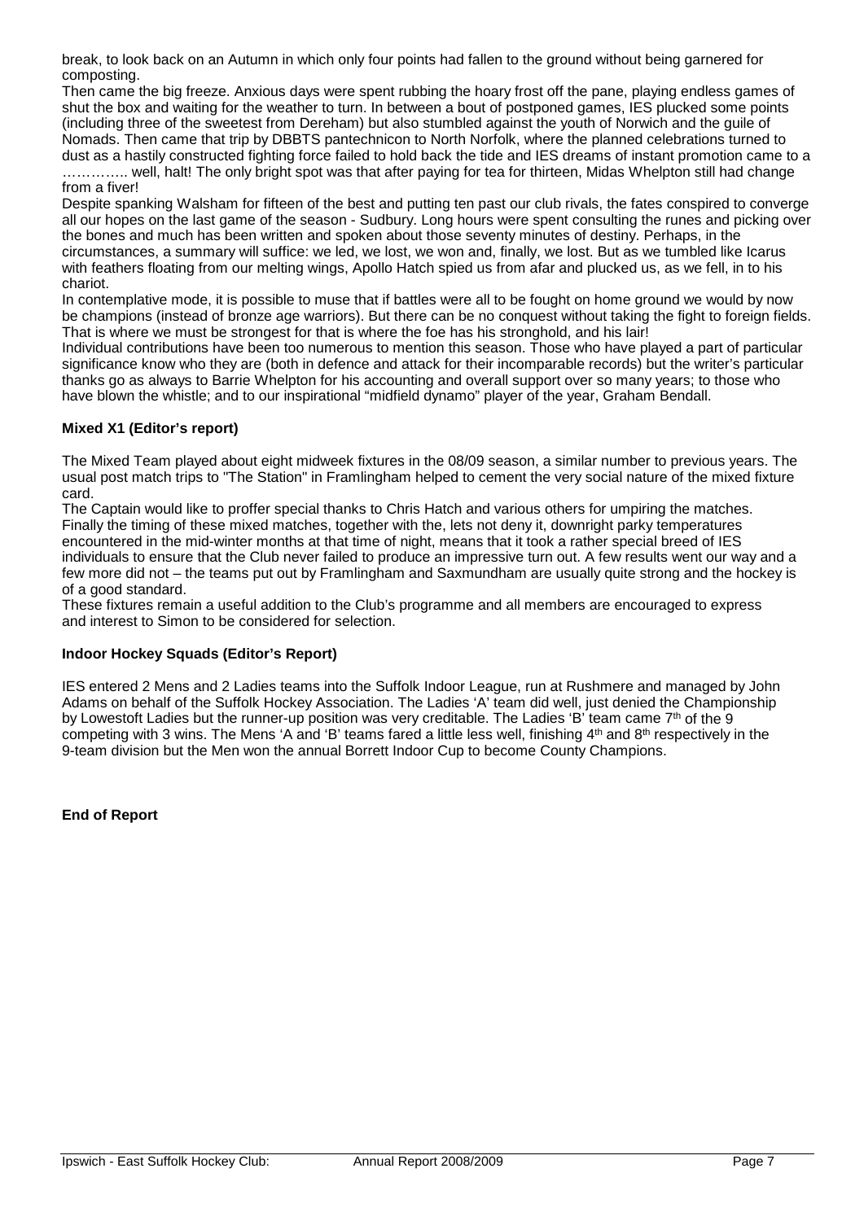break, to look back on an Autumn in which only four points had fallen to the ground without being garnered for composting.

Then came the big freeze. Anxious days were spent rubbing the hoary frost off the pane, playing endless games of shut the box and waiting for the weather to turn. In between a bout of postponed games, IES plucked some points (including three of the sweetest from Dereham) but also stumbled against the youth of Norwich and the guile of Nomads. Then came that trip by DBBTS pantechnicon to North Norfolk, where the planned celebrations turned to dust as a hastily constructed fighting force failed to hold back the tide and IES dreams of instant promotion came to a ………….. well, halt! The only bright spot was that after paying for tea for thirteen, Midas Whelpton still had change from a fiver!

Despite spanking Walsham for fifteen of the best and putting ten past our club rivals, the fates conspired to converge all our hopes on the last game of the season - Sudbury. Long hours were spent consulting the runes and picking over the bones and much has been written and spoken about those seventy minutes of destiny. Perhaps, in the circumstances, a summary will suffice: we led, we lost, we won and, finally, we lost. But as we tumbled like Icarus with feathers floating from our melting wings, Apollo Hatch spied us from afar and plucked us, as we fell, in to his chariot.

In contemplative mode, it is possible to muse that if battles were all to be fought on home ground we would by now be champions (instead of bronze age warriors). But there can be no conquest without taking the fight to foreign fields. That is where we must be strongest for that is where the foe has his stronghold, and his lair!

Individual contributions have been too numerous to mention this season. Those who have played a part of particular significance know who they are (both in defence and attack for their incomparable records) but the writer's particular thanks go as always to Barrie Whelpton for his accounting and overall support over so many years; to those who have blown the whistle; and to our inspirational "midfield dynamo" player of the year, Graham Bendall.

**Mixed X1 (Editor's report)**

The Mixed Team played about eight midweek fixtures in the 08/09 season, a similar number to previous years. The usual post match trips to "The Station" in Framlingham helped to cement the very social nature of the mixed fixture card.

The Captain would like to proffer special thanks to Chris Hatch and various others for umpiring the matches.

Finally the timing of these mixed matches, together with the, lets not deny it, downright parky temperatures encountered in the mid-winter months at that time of night, means that it took a rather special breed of IES individuals to ensure that the Club never failed to produce an impressive turn out. A few results went our way and a few more did not – the teams put out by Framlingham and Saxmundham are usually quite strong and the hockey is of a good standard.

These fixtures remain a useful addition to the Club's programme and all members are encouraged to express and interest to Simon to be considered for selection.

**Indoor Hockey Squads (Editor's Report)**

IES entered 2 Mens and 2 Ladies teams into the Suffolk Indoor League, run at Rushmere and managed by John Adams on behalf of the Suffolk Hockey Association. The Ladies 'A' team did well, just denied the Championship by Lowestoft Ladies but the runner-up position was very creditable. The Ladies 'B' team came 7th of the 9 competing with 3 wins. The Mens 'A and 'B' teams fared a little less well, finishing 4th and 8th respectively in the 9-team division but the Men won the annual Borrett Indoor Cup to become County Champions.

**End of Report**